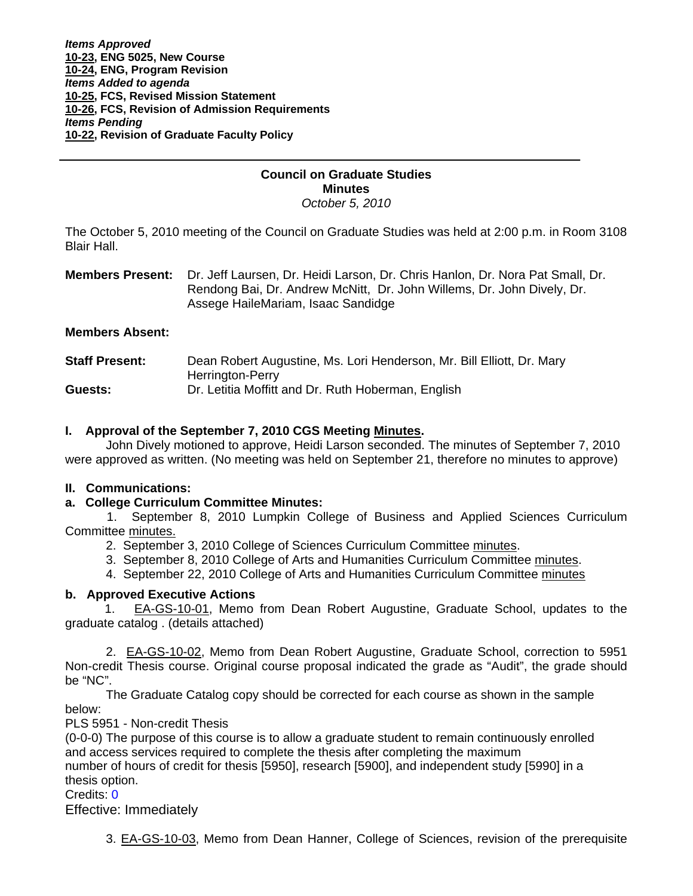***Items Approved***
**10-23, ENG 5025, New Course**
**10-24, ENG, Program Revision**
***Items Added to agenda***
**10-25, FCS, Revised Mission Statement**
**10-26, FCS, Revision of Admission Requirements**
***Items Pending***
**10-22, Revision of Graduate Faculty Policy**

---

**Council on Graduate Studies**
**Minutes**
*October 5, 2010*

The October 5, 2010 meeting of the Council on Graduate Studies was held at 2:00 p.m. in Room 3108 Blair Hall.

**Members Present:** Dr. Jeff Laursen, Dr. Heidi Larson, Dr. Chris Hanlon, Dr. Nora Pat Small, Dr. Rendong Bai, Dr. Andrew McNitt, Dr. John Willems, Dr. John Dively, Dr. Assege HaileMariam, Isaac Sandidge

**Members Absent:**

**Staff Present:** Dean Robert Augustine, Ms. Lori Henderson, Mr. Bill Elliott, Dr. Mary Herrington-Perry

**Guests:** Dr. Letitia Moffitt and Dr. Ruth Hoberman, English

## I. Approval of the September 7, 2010 CGS Meeting Minutes.

John Dively motioned to approve, Heidi Larson seconded. The minutes of September 7, 2010 were approved as written. (No meeting was held on September 21, therefore no minutes to approve)

## II. Communications:

### a. College Curriculum Committee Minutes:

1. September 8, 2010 Lumpkin College of Business and Applied Sciences Curriculum Committee minutes.
2. September 3, 2010 College of Sciences Curriculum Committee minutes.
3. September 8, 2010 College of Arts and Humanities Curriculum Committee minutes.
4. September 22, 2010 College of Arts and Humanities Curriculum Committee minutes

### b. Approved Executive Actions

1. EA-GS-10-01, Memo from Dean Robert Augustine, Graduate School, updates to the graduate catalog . (details attached)

2. EA-GS-10-02, Memo from Dean Robert Augustine, Graduate School, correction to 5951 Non-credit Thesis course. Original course proposal indicated the grade as "Audit", the grade should be "NC".

The Graduate Catalog copy should be corrected for each course as shown in the sample below:

PLS 5951 - Non-credit Thesis
(0-0-0) The purpose of this course is to allow a graduate student to remain continuously enrolled and access services required to complete the thesis after completing the maximum number of hours of credit for thesis [5950], research [5900], and independent study [5990] in a thesis option.
Credits: 0
Effective: Immediately

3. EA-GS-10-03, Memo from Dean Hanner, College of Sciences, revision of the prerequisite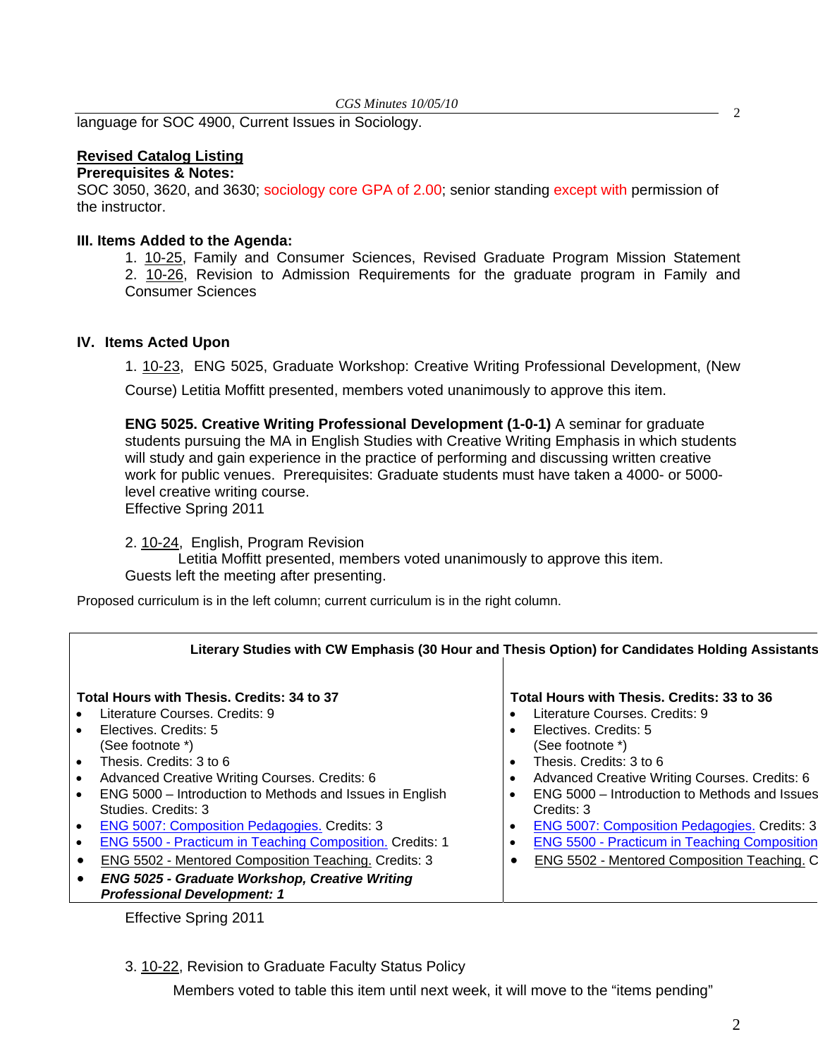language for SOC 4900, Current Issues in Sociology.

**Revised Catalog Listing**
**Prerequisites & Notes:**
SOC 3050, 3620, and 3630; sociology core GPA of 2.00; senior standing except with permission of the instructor.

**III. Items Added to the Agenda:**

1. 10-25, Family and Consumer Sciences, Revised Graduate Program Mission Statement
2. 10-26, Revision to Admission Requirements for the graduate program in Family and Consumer Sciences

**IV. Items Acted Upon**

1. 10-23, ENG 5025, Graduate Workshop: Creative Writing Professional Development, (New Course) Letitia Moffitt presented, members voted unanimously to approve this item.

**ENG 5025. Creative Writing Professional Development (1-0-1)** A seminar for graduate students pursuing the MA in English Studies with Creative Writing Emphasis in which students will study and gain experience in the practice of performing and discussing written creative work for public venues. Prerequisites: Graduate students must have taken a 4000- or 5000-level creative writing course.
Effective Spring 2011

2. 10-24, English, Program Revision
Letitia Moffitt presented, members voted unanimously to approve this item.
Guests left the meeting after presenting.

Proposed curriculum is in the left column; current curriculum is in the right column.

| Literary Studies with CW Emphasis (30 Hour and Thesis Option) for Candidates Holding Assistants | |
|---|---|
| **Total Hours with Thesis. Credits: 34 to 37**<br>• Literature Courses. Credits: 9<br>• Electives. Credits: 5 (See footnote *)<br>• Thesis. Credits: 3 to 6<br>• Advanced Creative Writing Courses. Credits: 6<br>• ENG 5000 – Introduction to Methods and Issues in English Studies. Credits: 3<br>• ENG 5007: Composition Pedagogies. Credits: 3<br>• ENG 5500 - Practicum in Teaching Composition. Credits: 1<br>• ENG 5502 - Mentored Composition Teaching. Credits: 3<br>• ***ENG 5025 - Graduate Workshop, Creative Writing Professional Development: 1*** | **Total Hours with Thesis. Credits: 33 to 36**<br>• Literature Courses. Credits: 9<br>• Electives. Credits: 5 (See footnote *)<br>• Thesis. Credits: 3 to 6<br>• Advanced Creative Writing Courses. Credits: 6<br>• ENG 5000 – Introduction to Methods and Issues Credits: 3<br>• ENG 5007: Composition Pedagogies. Credits: 3<br>• ENG 5500 - Practicum in Teaching Composition<br>• ENG 5502 - Mentored Composition Teaching. C |

Effective Spring 2011

3. 10-22, Revision to Graduate Faculty Status Policy
Members voted to table this item until next week, it will move to the "items pending"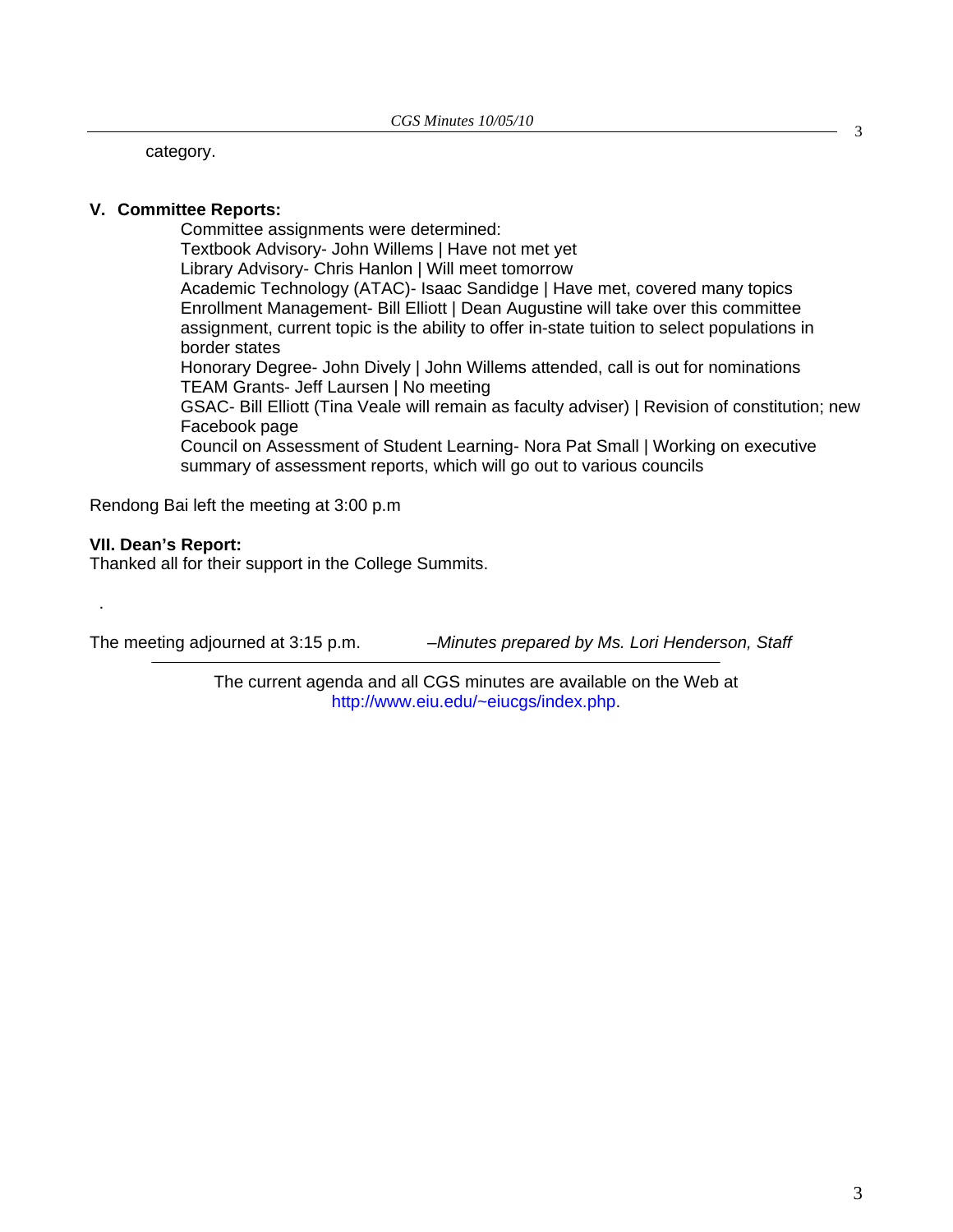category.

**V. Committee Reports:**

Committee assignments were determined:
Textbook Advisory- John Willems | Have not met yet
Library Advisory- Chris Hanlon | Will meet tomorrow
Academic Technology (ATAC)- Isaac Sandidge | Have met, covered many topics
Enrollment Management- Bill Elliott | Dean Augustine will take over this committee assignment, current topic is the ability to offer in-state tuition to select populations in border states
Honorary Degree- John Dively | John Willems attended, call is out for nominations
TEAM Grants- Jeff Laursen | No meeting
GSAC- Bill Elliott (Tina Veale will remain as faculty adviser) | Revision of constitution; new Facebook page
Council on Assessment of Student Learning- Nora Pat Small | Working on executive summary of assessment reports, which will go out to various councils

Rendong Bai left the meeting at 3:00 p.m

**VII. Dean's Report:**
Thanked all for their support in the College Summits.

.

The meeting adjourned at 3:15 p.m. *–Minutes prepared by Ms. Lori Henderson, Staff*

---

The current agenda and all CGS minutes are available on the Web at http://www.eiu.edu/~eiucgs/index.php.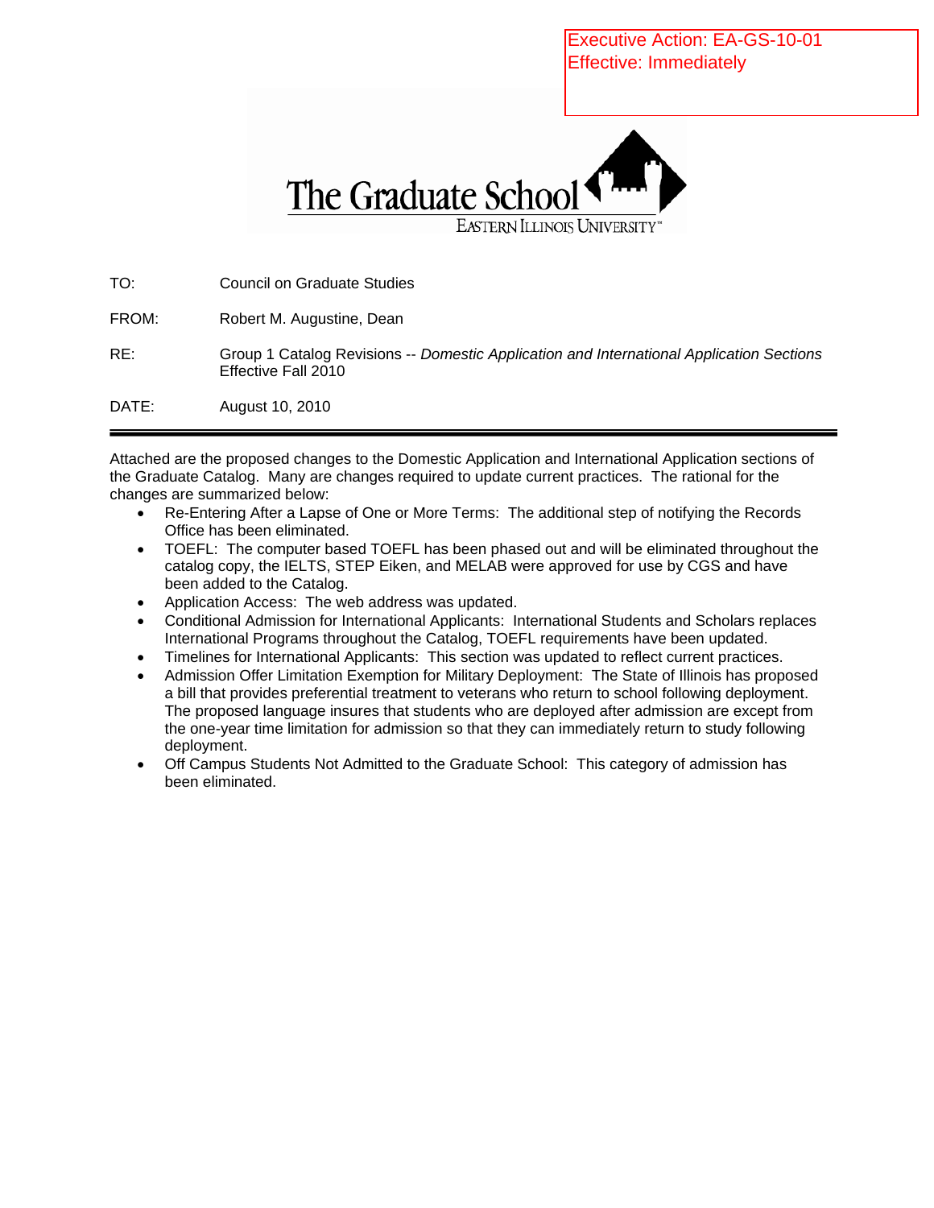Executive Action: EA-GS-10-01
Effective: Immediately

# The Graduate School

EASTERN ILLINOIS UNIVERSITY™

| | |
|---|---|
| TO: | Council on Graduate Studies |
| FROM: | Robert M. Augustine, Dean |
| RE: | Group 1 Catalog Revisions -- *Domestic Application and International Application Sections* Effective Fall 2010 |
| DATE: | August 10, 2010 |

---

Attached are the proposed changes to the Domestic Application and International Application sections of the Graduate Catalog. Many are changes required to update current practices. The rational for the changes are summarized below:

- Re-Entering After a Lapse of One or More Terms: The additional step of notifying the Records Office has been eliminated.
- TOEFL: The computer based TOEFL has been phased out and will be eliminated throughout the catalog copy, the IELTS, STEP Eiken, and MELAB were approved for use by CGS and have been added to the Catalog.
- Application Access: The web address was updated.
- Conditional Admission for International Applicants: International Students and Scholars replaces International Programs throughout the Catalog, TOEFL requirements have been updated.
- Timelines for International Applicants: This section was updated to reflect current practices.
- Admission Offer Limitation Exemption for Military Deployment: The State of Illinois has proposed a bill that provides preferential treatment to veterans who return to school following deployment. The proposed language insures that students who are deployed after admission are except from the one-year time limitation for admission so that they can immediately return to study following deployment.
- Off Campus Students Not Admitted to the Graduate School: This category of admission has been eliminated.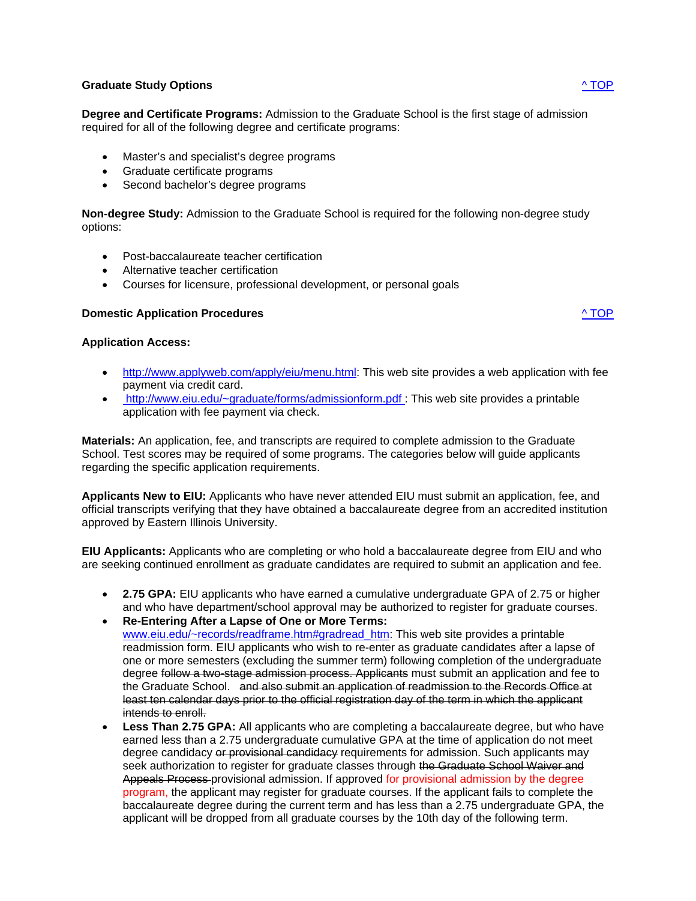**Graduate Study Options** [^ TOP]

**Degree and Certificate Programs:** Admission to the Graduate School is the first stage of admission required for all of the following degree and certificate programs:

- Master's and specialist's degree programs
- Graduate certificate programs
- Second bachelor's degree programs

**Non-degree Study:** Admission to the Graduate School is required for the following non-degree study options:

- Post-baccalaureate teacher certification
- Alternative teacher certification
- Courses for licensure, professional development, or personal goals

**Domestic Application Procedures** [^ TOP]

**Application Access:**

- http://www.applyweb.com/apply/eiu/menu.html: This web site provides a web application with fee payment via credit card.
- http://www.eiu.edu/~graduate/forms/admissionform.pdf : This web site provides a printable application with fee payment via check.

**Materials:** An application, fee, and transcripts are required to complete admission to the Graduate School. Test scores may be required of some programs. The categories below will guide applicants regarding the specific application requirements.

**Applicants New to EIU:** Applicants who have never attended EIU must submit an application, fee, and official transcripts verifying that they have obtained a baccalaureate degree from an accredited institution approved by Eastern Illinois University.

**EIU Applicants:** Applicants who are completing or who hold a baccalaureate degree from EIU and who are seeking continued enrollment as graduate candidates are required to submit an application and fee.

- **2.75 GPA:** EIU applicants who have earned a cumulative undergraduate GPA of 2.75 or higher and who have department/school approval may be authorized to register for graduate courses.
- **Re-Entering After a Lapse of One or More Terms:** www.eiu.edu/~records/readframe.htm#gradread_htm: This web site provides a printable readmission form. EIU applicants who wish to re-enter as graduate candidates after a lapse of one or more semesters (excluding the summer term) following completion of the undergraduate degree ~~follow a two-stage admission process. Applicants~~ must submit an application and fee to the Graduate School. ~~and also submit an application of readmission to the Records Office at least ten calendar days prior to the official registration day of the term in which the applicant intends to enroll.~~
- **Less Than 2.75 GPA:** All applicants who are completing a baccalaureate degree, but who have earned less than a 2.75 undergraduate cumulative GPA at the time of application do not meet degree candidacy ~~or provisional candidacy~~ requirements for admission. Such applicants may seek authorization to register for graduate classes through ~~the Graduate School Waiver and Appeals Process~~ provisional admission. If approved for provisional admission by the degree program, the applicant may register for graduate courses. If the applicant fails to complete the baccalaureate degree during the current term and has less than a 2.75 undergraduate GPA, the applicant will be dropped from all graduate courses by the 10th day of the following term.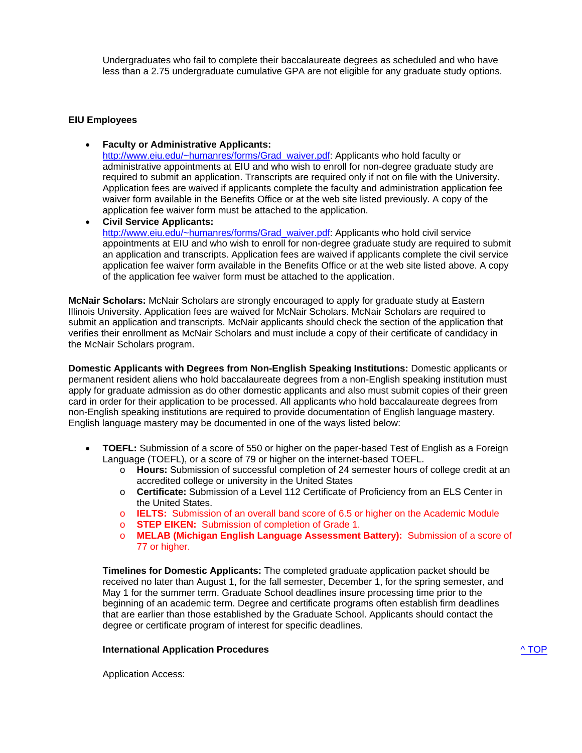Undergraduates who fail to complete their baccalaureate degrees as scheduled and who have less than a 2.75 undergraduate cumulative GPA are not eligible for any graduate study options.

**EIU Employees**

- **Faculty or Administrative Applicants:** [http://www.eiu.edu/~humanres/forms/Grad_waiver.pdf](http://www.eiu.edu/~humanres/forms/Grad_waiver.pdf): Applicants who hold faculty or administrative appointments at EIU and who wish to enroll for non-degree graduate study are required to submit an application. Transcripts are required only if not on file with the University. Application fees are waived if applicants complete the faculty and administration application fee waiver form available in the Benefits Office or at the web site listed previously. A copy of the application fee waiver form must be attached to the application.
- **Civil Service Applicants:** [http://www.eiu.edu/~humanres/forms/Grad_waiver.pdf](http://www.eiu.edu/~humanres/forms/Grad_waiver.pdf): Applicants who hold civil service appointments at EIU and who wish to enroll for non-degree graduate study are required to submit an application and transcripts. Application fees are waived if applicants complete the civil service application fee waiver form available in the Benefits Office or at the web site listed above. A copy of the application fee waiver form must be attached to the application.

**McNair Scholars:** McNair Scholars are strongly encouraged to apply for graduate study at Eastern Illinois University. Application fees are waived for McNair Scholars. McNair Scholars are required to submit an application and transcripts. McNair applicants should check the section of the application that verifies their enrollment as McNair Scholars and must include a copy of their certificate of candidacy in the McNair Scholars program.

**Domestic Applicants with Degrees from Non-English Speaking Institutions:** Domestic applicants or permanent resident aliens who hold baccalaureate degrees from a non-English speaking institution must apply for graduate admission as do other domestic applicants and also must submit copies of their green card in order for their application to be processed. All applicants who hold baccalaureate degrees from non-English speaking institutions are required to provide documentation of English language mastery. English language mastery may be documented in one of the ways listed below:

- **TOEFL:** Submission of a score of 550 or higher on the paper-based Test of English as a Foreign Language (TOEFL), or a score of 79 or higher on the internet-based TOEFL.
  - **Hours:** Submission of successful completion of 24 semester hours of college credit at an accredited college or university in the United States
  - **Certificate:** Submission of a Level 112 Certificate of Proficiency from an ELS Center in the United States.
  - **IELTS:** Submission of an overall band score of 6.5 or higher on the Academic Module
  - **STEP EIKEN:** Submission of completion of Grade 1.
  - **MELAB (Michigan English Language Assessment Battery):** Submission of a score of 77 or higher.

**Timelines for Domestic Applicants:** The completed graduate application packet should be received no later than August 1, for the fall semester, December 1, for the spring semester, and May 1 for the summer term. Graduate School deadlines insure processing time prior to the beginning of an academic term. Degree and certificate programs often establish firm deadlines that are earlier than those established by the Graduate School. Applicants should contact the degree or certificate program of interest for specific deadlines.

**International Application Procedures** [^ TOP]

Application Access: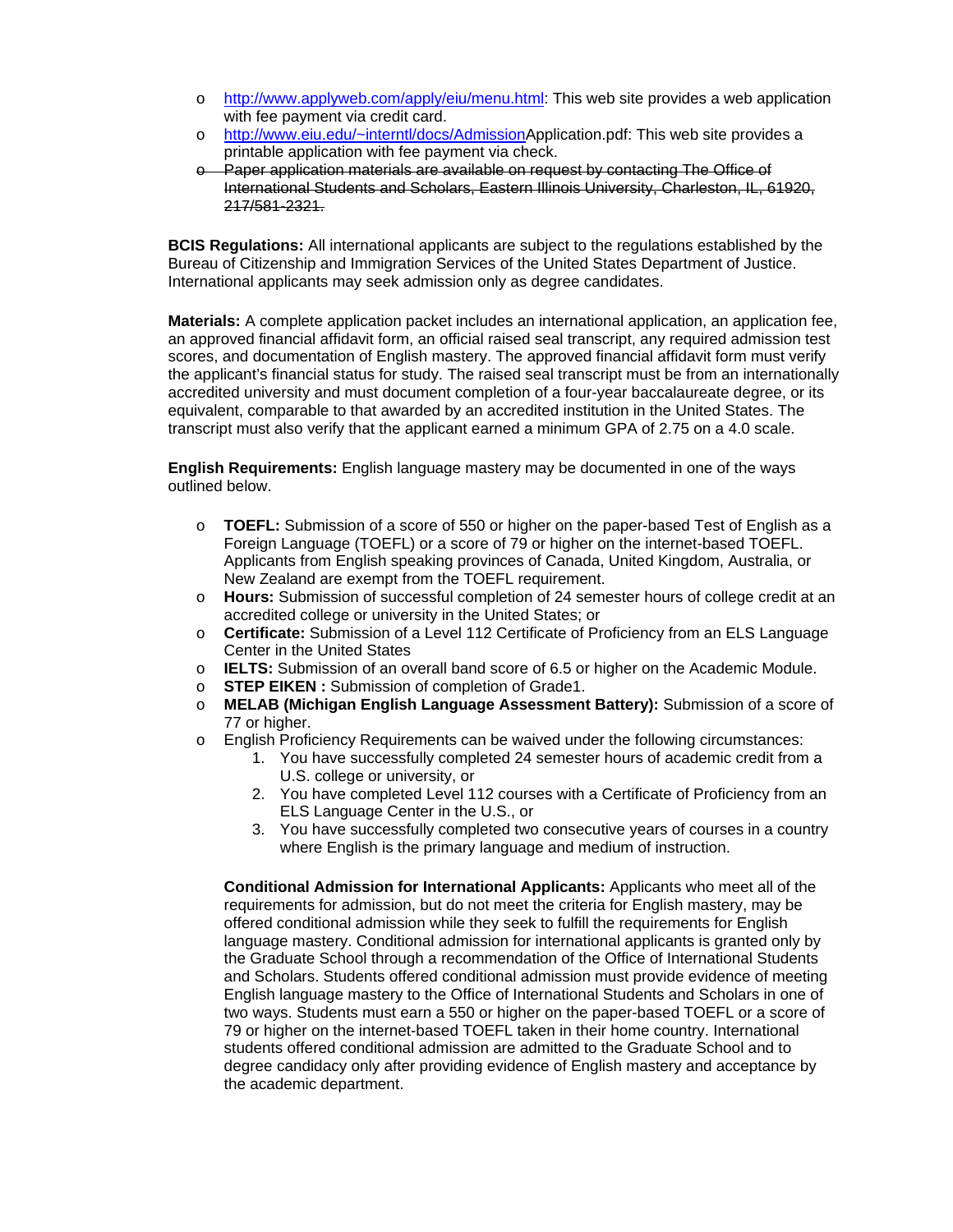- http://www.applyweb.com/apply/eiu/menu.html: This web site provides a web application with fee payment via credit card.
- http://www.eiu.edu/~interntl/docs/AdmissionApplication.pdf: This web site provides a printable application with fee payment via check.
- ~~Paper application materials are available on request by contacting The Office of International Students and Scholars, Eastern Illinois University, Charleston, IL, 61920, 217/581-2321.~~

**BCIS Regulations:** All international applicants are subject to the regulations established by the Bureau of Citizenship and Immigration Services of the United States Department of Justice. International applicants may seek admission only as degree candidates.

**Materials:** A complete application packet includes an international application, an application fee, an approved financial affidavit form, an official raised seal transcript, any required admission test scores, and documentation of English mastery. The approved financial affidavit form must verify the applicant's financial status for study. The raised seal transcript must be from an internationally accredited university and must document completion of a four-year baccalaureate degree, or its equivalent, comparable to that awarded by an accredited institution in the United States. The transcript must also verify that the applicant earned a minimum GPA of 2.75 on a 4.0 scale.

**English Requirements:** English language mastery may be documented in one of the ways outlined below.

- **TOEFL:** Submission of a score of 550 or higher on the paper-based Test of English as a Foreign Language (TOEFL) or a score of 79 or higher on the internet-based TOEFL. Applicants from English speaking provinces of Canada, United Kingdom, Australia, or New Zealand are exempt from the TOEFL requirement.
- **Hours:** Submission of successful completion of 24 semester hours of college credit at an accredited college or university in the United States; or
- **Certificate:** Submission of a Level 112 Certificate of Proficiency from an ELS Language Center in the United States
- **IELTS:** Submission of an overall band score of 6.5 or higher on the Academic Module.
- **STEP EIKEN :** Submission of completion of Grade1.
- **MELAB (Michigan English Language Assessment Battery):** Submission of a score of 77 or higher.
- English Proficiency Requirements can be waived under the following circumstances:
    1. You have successfully completed 24 semester hours of academic credit from a U.S. college or university, or
    2. You have completed Level 112 courses with a Certificate of Proficiency from an ELS Language Center in the U.S., or
    3. You have successfully completed two consecutive years of courses in a country where English is the primary language and medium of instruction.

**Conditional Admission for International Applicants:** Applicants who meet all of the requirements for admission, but do not meet the criteria for English mastery, may be offered conditional admission while they seek to fulfill the requirements for English language mastery. Conditional admission for international applicants is granted only by the Graduate School through a recommendation of the Office of International Students and Scholars. Students offered conditional admission must provide evidence of meeting English language mastery to the Office of International Students and Scholars in one of two ways. Students must earn a 550 or higher on the paper-based TOEFL or a score of 79 or higher on the internet-based TOEFL taken in their home country. International students offered conditional admission are admitted to the Graduate School and to degree candidacy only after providing evidence of English mastery and acceptance by the academic department.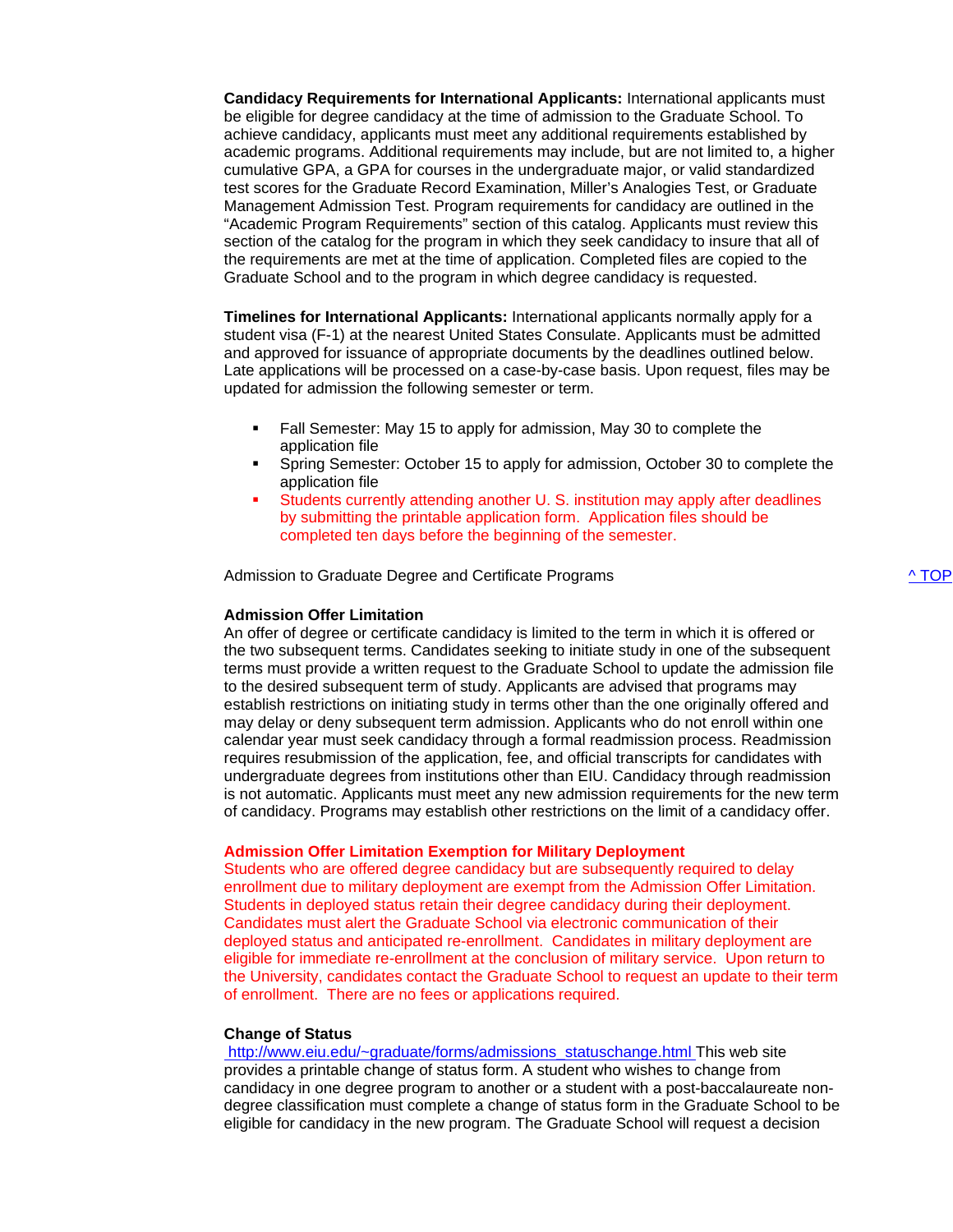**Candidacy Requirements for International Applicants:** International applicants must be eligible for degree candidacy at the time of admission to the Graduate School. To achieve candidacy, applicants must meet any additional requirements established by academic programs. Additional requirements may include, but are not limited to, a higher cumulative GPA, a GPA for courses in the undergraduate major, or valid standardized test scores for the Graduate Record Examination, Miller's Analogies Test, or Graduate Management Admission Test. Program requirements for candidacy are outlined in the "Academic Program Requirements" section of this catalog. Applicants must review this section of the catalog for the program in which they seek candidacy to insure that all of the requirements are met at the time of application. Completed files are copied to the Graduate School and to the program in which degree candidacy is requested.

**Timelines for International Applicants:** International applicants normally apply for a student visa (F-1) at the nearest United States Consulate. Applicants must be admitted and approved for issuance of appropriate documents by the deadlines outlined below. Late applications will be processed on a case-by-case basis. Upon request, files may be updated for admission the following semester or term.

- Fall Semester: May 15 to apply for admission, May 30 to complete the application file
- Spring Semester: October 15 to apply for admission, October 30 to complete the application file
- Students currently attending another U. S. institution may apply after deadlines by submitting the printable application form. Application files should be completed ten days before the beginning of the semester.

Admission to Graduate Degree and Certificate Programs [^ TOP]

**Admission Offer Limitation**
An offer of degree or certificate candidacy is limited to the term in which it is offered or the two subsequent terms. Candidates seeking to initiate study in one of the subsequent terms must provide a written request to the Graduate School to update the admission file to the desired subsequent term of study. Applicants are advised that programs may establish restrictions on initiating study in terms other than the one originally offered and may delay or deny subsequent term admission. Applicants who do not enroll within one calendar year must seek candidacy through a formal readmission process. Readmission requires resubmission of the application, fee, and official transcripts for candidates with undergraduate degrees from institutions other than EIU. Candidacy through readmission is not automatic. Applicants must meet any new admission requirements for the new term of candidacy. Programs may establish other restrictions on the limit of a candidacy offer.

**Admission Offer Limitation Exemption for Military Deployment**
Students who are offered degree candidacy but are subsequently required to delay enrollment due to military deployment are exempt from the Admission Offer Limitation. Students in deployed status retain their degree candidacy during their deployment. Candidates must alert the Graduate School via electronic communication of their deployed status and anticipated re-enrollment. Candidates in military deployment are eligible for immediate re-enrollment at the conclusion of military service. Upon return to the University, candidates contact the Graduate School to request an update to their term of enrollment. There are no fees or applications required.

**Change of Status**
http://www.eiu.edu/~graduate/forms/admissions_statuschange.html This web site provides a printable change of status form. A student who wishes to change from candidacy in one degree program to another or a student with a post-baccalaureate non-degree classification must complete a change of status form in the Graduate School to be eligible for candidacy in the new program. The Graduate School will request a decision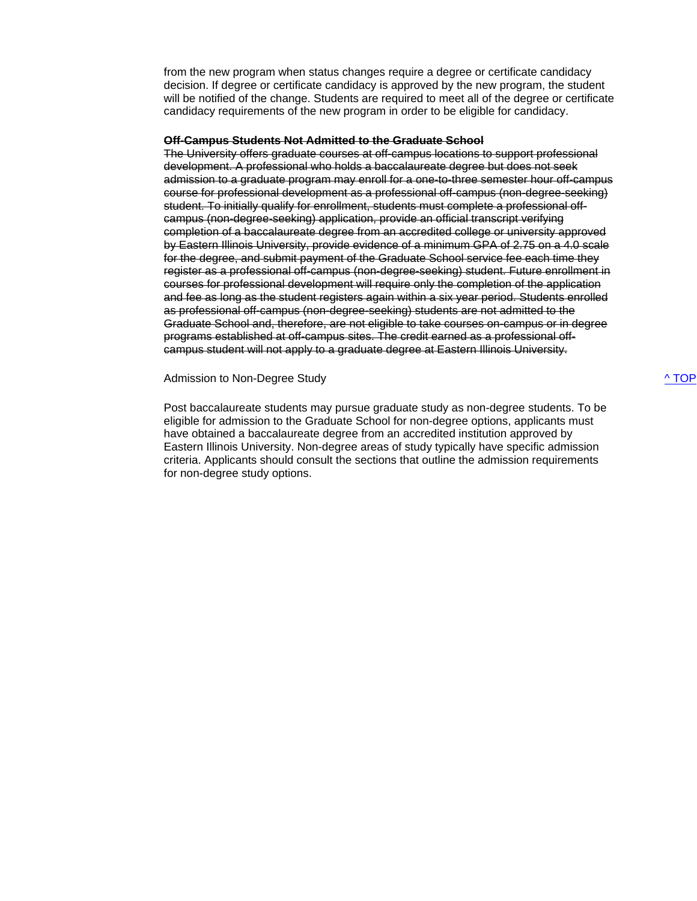from the new program when status changes require a degree or certificate candidacy decision. If degree or certificate candidacy is approved by the new program, the student will be notified of the change. Students are required to meet all of the degree or certificate candidacy requirements of the new program in order to be eligible for candidacy.

~~**Off-Campus Students Not Admitted to the Graduate School**~~

~~The University offers graduate courses at off-campus locations to support professional development. A professional who holds a baccalaureate degree but does not seek admission to a graduate program may enroll for a one-to-three semester hour off-campus course for professional development as a professional off-campus (non-degree-seeking) student. To initially qualify for enrollment, students must complete a professional off-campus (non-degree-seeking) application, provide an official transcript verifying completion of a baccalaureate degree from an accredited college or university approved by Eastern Illinois University, provide evidence of a minimum GPA of 2.75 on a 4.0 scale for the degree, and submit payment of the Graduate School service fee each time they register as a professional off-campus (non-degree-seeking) student. Future enrollment in courses for professional development will require only the completion of the application and fee as long as the student registers again within a six year period. Students enrolled as professional off-campus (non-degree-seeking) students are not admitted to the Graduate School and, therefore, are not eligible to take courses on-campus or in degree programs established at off-campus sites. The credit earned as a professional off-campus student will not apply to a graduate degree at Eastern Illinois University.~~

Admission to Non-Degree Study

^ TOP

Post baccalaureate students may pursue graduate study as non-degree students. To be eligible for admission to the Graduate School for non-degree options, applicants must have obtained a baccalaureate degree from an accredited institution approved by Eastern Illinois University. Non-degree areas of study typically have specific admission criteria. Applicants should consult the sections that outline the admission requirements for non-degree study options.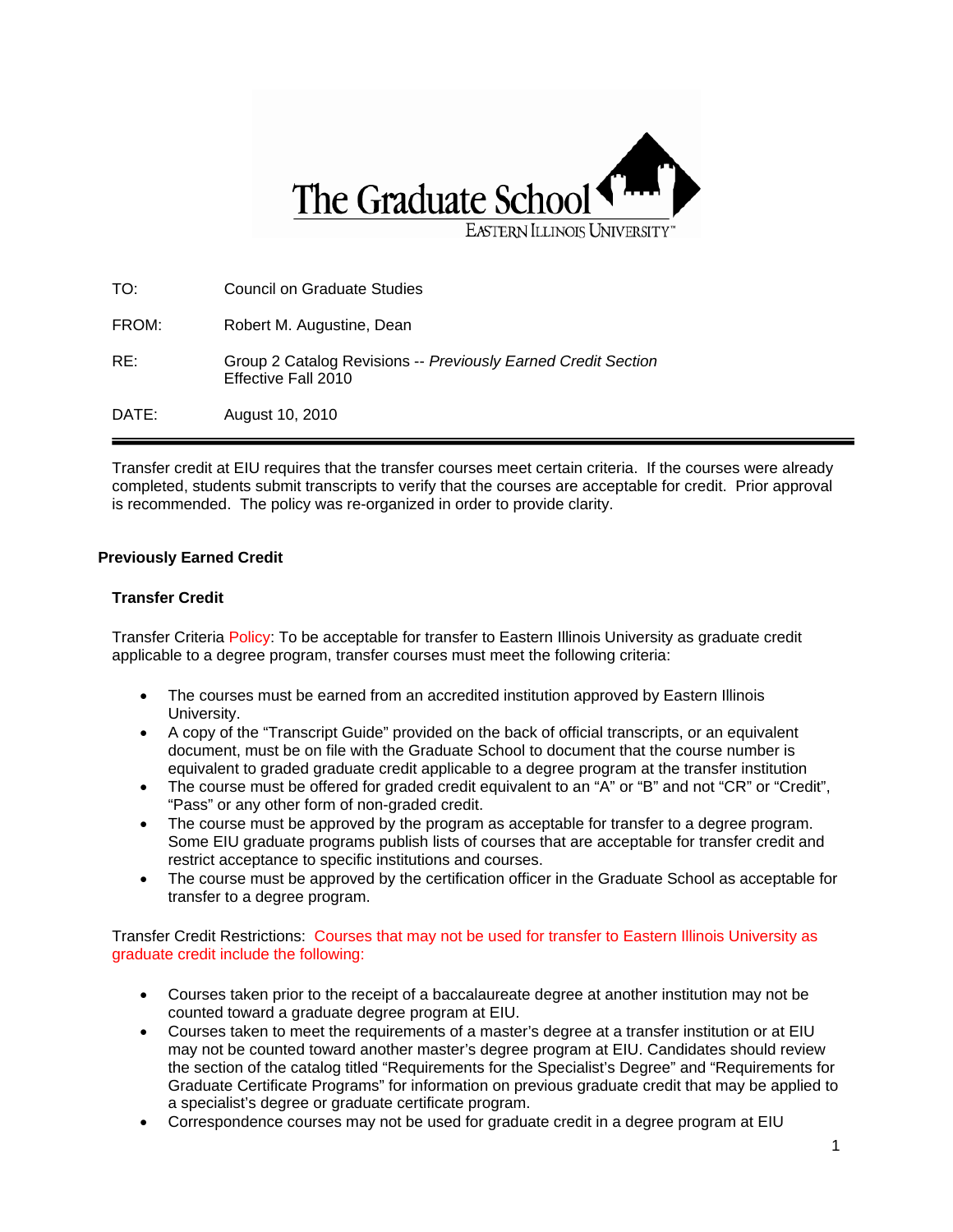The Graduate School
EASTERN ILLINOIS UNIVERSITY

TO: Council on Graduate Studies

FROM: Robert M. Augustine, Dean

RE: Group 2 Catalog Revisions -- *Previously Earned Credit Section* Effective Fall 2010

DATE: August 10, 2010

---

Transfer credit at EIU requires that the transfer courses meet certain criteria. If the courses were already completed, students submit transcripts to verify that the courses are acceptable for credit. Prior approval is recommended. The policy was re-organized in order to provide clarity.

## Previously Earned Credit

### Transfer Credit

Transfer Criteria Policy: To be acceptable for transfer to Eastern Illinois University as graduate credit applicable to a degree program, transfer courses must meet the following criteria:

- The courses must be earned from an accredited institution approved by Eastern Illinois University.
- A copy of the "Transcript Guide" provided on the back of official transcripts, or an equivalent document, must be on file with the Graduate School to document that the course number is equivalent to graded graduate credit applicable to a degree program at the transfer institution
- The course must be offered for graded credit equivalent to an "A" or "B" and not "CR" or "Credit", "Pass" or any other form of non-graded credit.
- The course must be approved by the program as acceptable for transfer to a degree program. Some EIU graduate programs publish lists of courses that are acceptable for transfer credit and restrict acceptance to specific institutions and courses.
- The course must be approved by the certification officer in the Graduate School as acceptable for transfer to a degree program.

Transfer Credit Restrictions: Courses that may not be used for transfer to Eastern Illinois University as graduate credit include the following:

- Courses taken prior to the receipt of a baccalaureate degree at another institution may not be counted toward a graduate degree program at EIU.
- Courses taken to meet the requirements of a master's degree at a transfer institution or at EIU may not be counted toward another master's degree program at EIU. Candidates should review the section of the catalog titled "Requirements for the Specialist's Degree" and "Requirements for Graduate Certificate Programs" for information on previous graduate credit that may be applied to a specialist's degree or graduate certificate program.
- Correspondence courses may not be used for graduate credit in a degree program at EIU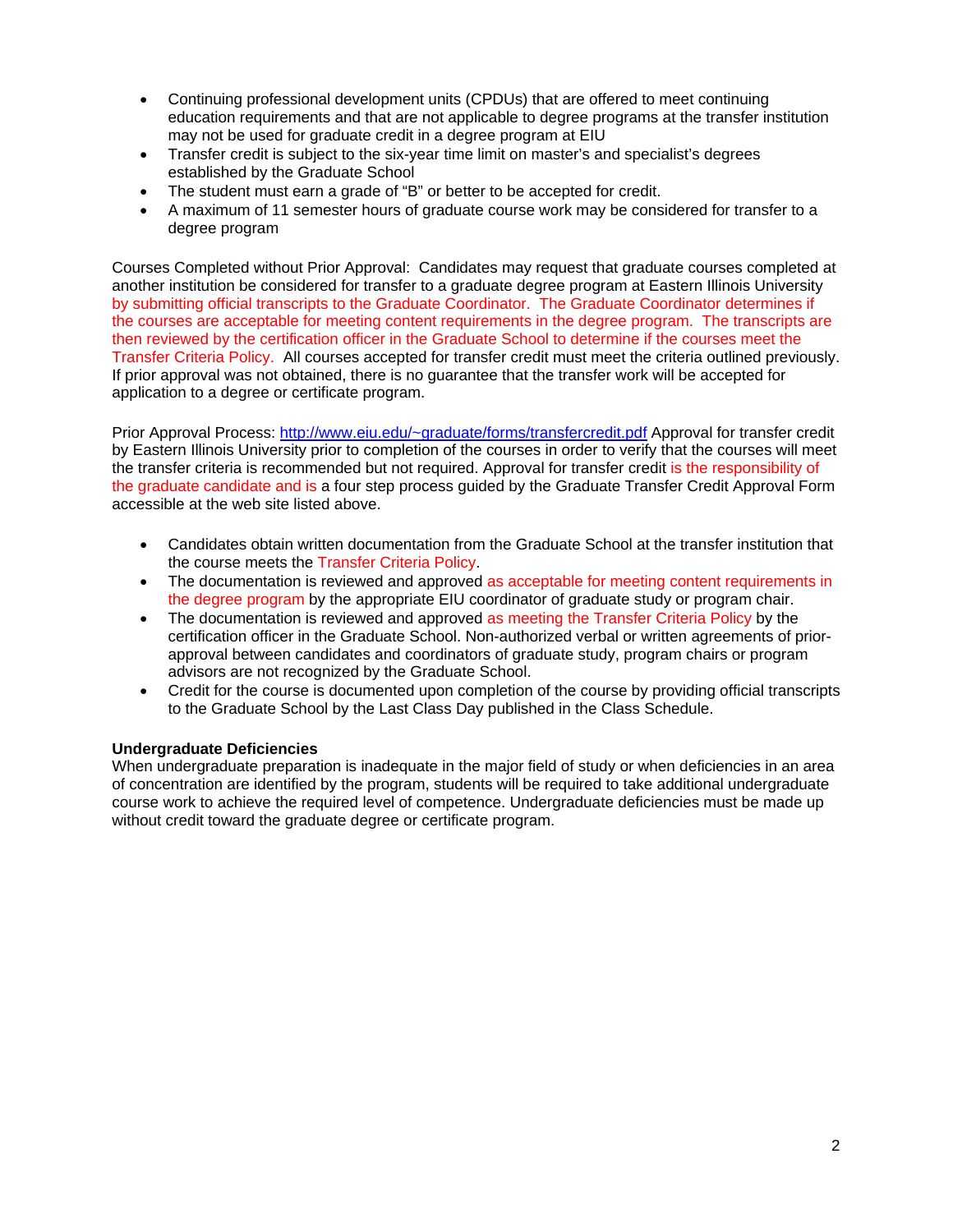- Continuing professional development units (CPDUs) that are offered to meet continuing education requirements and that are not applicable to degree programs at the transfer institution may not be used for graduate credit in a degree program at EIU
- Transfer credit is subject to the six-year time limit on master's and specialist's degrees established by the Graduate School
- The student must earn a grade of "B" or better to be accepted for credit.
- A maximum of 11 semester hours of graduate course work may be considered for transfer to a degree program

Courses Completed without Prior Approval: Candidates may request that graduate courses completed at another institution be considered for transfer to a graduate degree program at Eastern Illinois University by submitting official transcripts to the Graduate Coordinator. The Graduate Coordinator determines if the courses are acceptable for meeting content requirements in the degree program. The transcripts are then reviewed by the certification officer in the Graduate School to determine if the courses meet the Transfer Criteria Policy. All courses accepted for transfer credit must meet the criteria outlined previously. If prior approval was not obtained, there is no guarantee that the transfer work will be accepted for application to a degree or certificate program.

Prior Approval Process: http://www.eiu.edu/~graduate/forms/transfercredit.pdf Approval for transfer credit by Eastern Illinois University prior to completion of the courses in order to verify that the courses will meet the transfer criteria is recommended but not required. Approval for transfer credit is the responsibility of the graduate candidate and is a four step process guided by the Graduate Transfer Credit Approval Form accessible at the web site listed above.

- Candidates obtain written documentation from the Graduate School at the transfer institution that the course meets the Transfer Criteria Policy.
- The documentation is reviewed and approved as acceptable for meeting content requirements in the degree program by the appropriate EIU coordinator of graduate study or program chair.
- The documentation is reviewed and approved as meeting the Transfer Criteria Policy by the certification officer in the Graduate School. Non-authorized verbal or written agreements of prior-approval between candidates and coordinators of graduate study, program chairs or program advisors are not recognized by the Graduate School.
- Credit for the course is documented upon completion of the course by providing official transcripts to the Graduate School by the Last Class Day published in the Class Schedule.

**Undergraduate Deficiencies**

When undergraduate preparation is inadequate in the major field of study or when deficiencies in an area of concentration are identified by the program, students will be required to take additional undergraduate course work to achieve the required level of competence. Undergraduate deficiencies must be made up without credit toward the graduate degree or certificate program.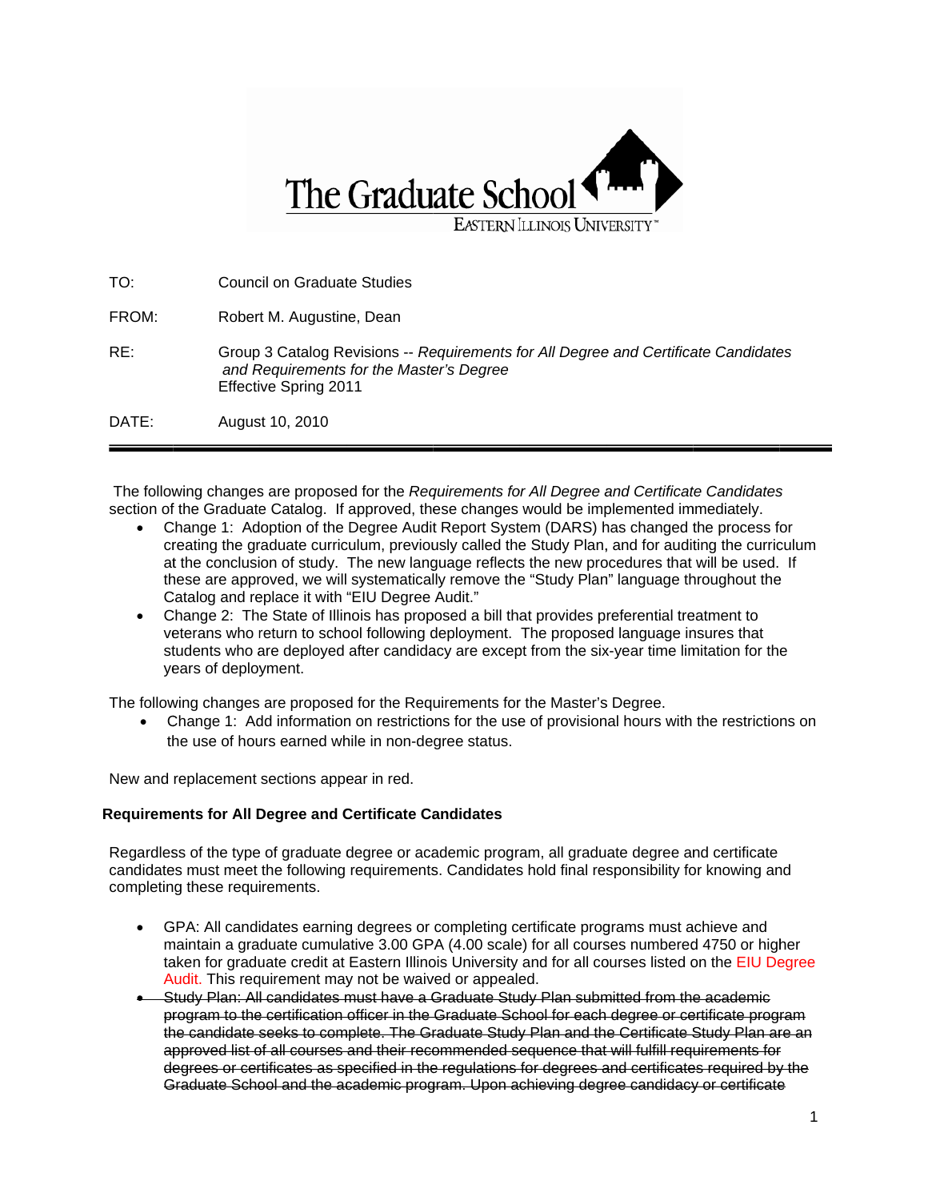# The Graduate School

EASTERN ILLINOIS UNIVERSITY

| | |
|---|---|
| TO: | Council on Graduate Studies |
| FROM: | Robert M. Augustine, Dean |
| RE: | Group 3 Catalog Revisions -- *Requirements for All Degree and Certificate Candidates and Requirements for the Master's Degree* Effective Spring 2011 |
| DATE: | August 10, 2010 |

---

The following changes are proposed for the *Requirements for All Degree and Certificate Candidates* section of the Graduate Catalog. If approved, these changes would be implemented immediately.

- Change 1: Adoption of the Degree Audit Report System (DARS) has changed the process for creating the graduate curriculum, previously called the Study Plan, and for auditing the curriculum at the conclusion of study. The new language reflects the new procedures that will be used. If these are approved, we will systematically remove the "Study Plan" language throughout the Catalog and replace it with "EIU Degree Audit."
- Change 2: The State of Illinois has proposed a bill that provides preferential treatment to veterans who return to school following deployment. The proposed language insures that students who are deployed after candidacy are except from the six-year time limitation for the years of deployment.

The following changes are proposed for the Requirements for the Master's Degree.

- Change 1: Add information on restrictions for the use of provisional hours with the restrictions on the use of hours earned while in non-degree status.

New and replacement sections appear in red.

**Requirements for All Degree and Certificate Candidates**

Regardless of the type of graduate degree or academic program, all graduate degree and certificate candidates must meet the following requirements. Candidates hold final responsibility for knowing and completing these requirements.

- GPA: All candidates earning degrees or completing certificate programs must achieve and maintain a graduate cumulative 3.00 GPA (4.00 scale) for all courses numbered 4750 or higher taken for graduate credit at Eastern Illinois University and for all courses listed on the EIU Degree Audit. This requirement may not be waived or appealed.
- ~~Study Plan: All candidates must have a Graduate Study Plan submitted from the academic program to the certification officer in the Graduate School for each degree or certificate program the candidate seeks to complete. The Graduate Study Plan and the Certificate Study Plan are an approved list of all courses and their recommended sequence that will fulfill requirements for degrees or certificates as specified in the regulations for degrees and certificates required by the Graduate School and the academic program. Upon achieving degree candidacy or certificate~~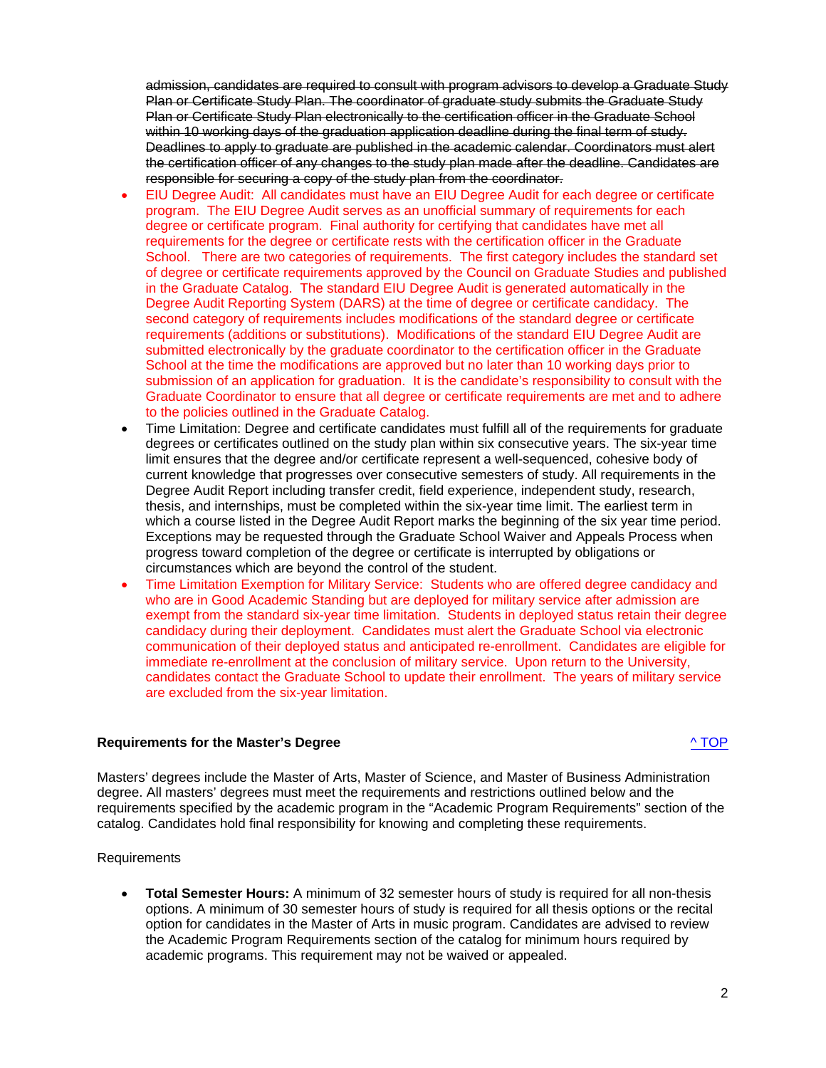~~admission, candidates are required to consult with program advisors to develop a Graduate Study Plan or Certificate Study Plan. The coordinator of graduate study submits the Graduate Study Plan or Certificate Study Plan electronically to the certification officer in the Graduate School within 10 working days of the graduation application deadline during the final term of study. Deadlines to apply to graduate are published in the academic calendar. Coordinators must alert the certification officer of any changes to the study plan made after the deadline. Candidates are responsible for securing a copy of the study plan from the coordinator.~~

- EIU Degree Audit: All candidates must have an EIU Degree Audit for each degree or certificate program. The EIU Degree Audit serves as an unofficial summary of requirements for each degree or certificate program. Final authority for certifying that candidates have met all requirements for the degree or certificate rests with the certification officer in the Graduate School. There are two categories of requirements. The first category includes the standard set of degree or certificate requirements approved by the Council on Graduate Studies and published in the Graduate Catalog. The standard EIU Degree Audit is generated automatically in the Degree Audit Reporting System (DARS) at the time of degree or certificate candidacy. The second category of requirements includes modifications of the standard degree or certificate requirements (additions or substitutions). Modifications of the standard EIU Degree Audit are submitted electronically by the graduate coordinator to the certification officer in the Graduate School at the time the modifications are approved but no later than 10 working days prior to submission of an application for graduation. It is the candidate's responsibility to consult with the Graduate Coordinator to ensure that all degree or certificate requirements are met and to adhere to the policies outlined in the Graduate Catalog.
- Time Limitation: Degree and certificate candidates must fulfill all of the requirements for graduate degrees or certificates outlined on the study plan within six consecutive years. The six-year time limit ensures that the degree and/or certificate represent a well-sequenced, cohesive body of current knowledge that progresses over consecutive semesters of study. All requirements in the Degree Audit Report including transfer credit, field experience, independent study, research, thesis, and internships, must be completed within the six-year time limit. The earliest term in which a course listed in the Degree Audit Report marks the beginning of the six year time period. Exceptions may be requested through the Graduate School Waiver and Appeals Process when progress toward completion of the degree or certificate is interrupted by obligations or circumstances which are beyond the control of the student.
- Time Limitation Exemption for Military Service: Students who are offered degree candidacy and who are in Good Academic Standing but are deployed for military service after admission are exempt from the standard six-year time limitation. Students in deployed status retain their degree candidacy during their deployment. Candidates must alert the Graduate School via electronic communication of their deployed status and anticipated re-enrollment. Candidates are eligible for immediate re-enrollment at the conclusion of military service. Upon return to the University, candidates contact the Graduate School to update their enrollment. The years of military service are excluded from the six-year limitation.

**Requirements for the Master's Degree** [^ TOP]

Masters' degrees include the Master of Arts, Master of Science, and Master of Business Administration degree. All masters' degrees must meet the requirements and restrictions outlined below and the requirements specified by the academic program in the "Academic Program Requirements" section of the catalog. Candidates hold final responsibility for knowing and completing these requirements.

Requirements

- **Total Semester Hours:** A minimum of 32 semester hours of study is required for all non-thesis options. A minimum of 30 semester hours of study is required for all thesis options or the recital option for candidates in the Master of Arts in music program. Candidates are advised to review the Academic Program Requirements section of the catalog for minimum hours required by academic programs. This requirement may not be waived or appealed.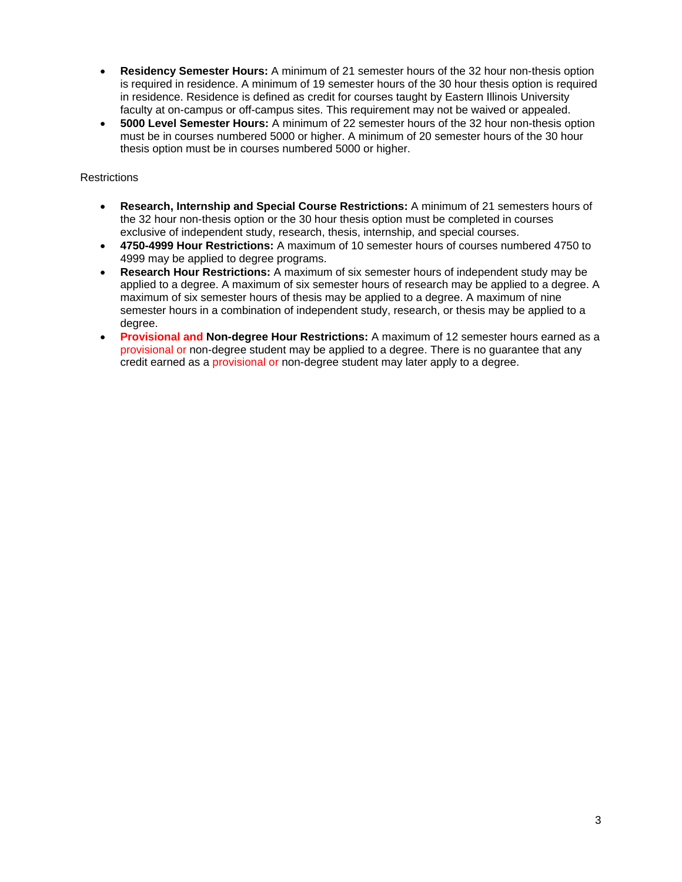- **Residency Semester Hours:** A minimum of 21 semester hours of the 32 hour non-thesis option is required in residence. A minimum of 19 semester hours of the 30 hour thesis option is required in residence. Residence is defined as credit for courses taught by Eastern Illinois University faculty at on-campus or off-campus sites. This requirement may not be waived or appealed.
- **5000 Level Semester Hours:** A minimum of 22 semester hours of the 32 hour non-thesis option must be in courses numbered 5000 or higher. A minimum of 20 semester hours of the 30 hour thesis option must be in courses numbered 5000 or higher.

Restrictions

- **Research, Internship and Special Course Restrictions:** A minimum of 21 semesters hours of the 32 hour non-thesis option or the 30 hour thesis option must be completed in courses exclusive of independent study, research, thesis, internship, and special courses.
- **4750-4999 Hour Restrictions:** A maximum of 10 semester hours of courses numbered 4750 to 4999 may be applied to degree programs.
- **Research Hour Restrictions:** A maximum of six semester hours of independent study may be applied to a degree. A maximum of six semester hours of research may be applied to a degree. A maximum of six semester hours of thesis may be applied to a degree. A maximum of nine semester hours in a combination of independent study, research, or thesis may be applied to a degree.
- **Provisional and Non-degree Hour Restrictions:** A maximum of 12 semester hours earned as a provisional or non-degree student may be applied to a degree. There is no guarantee that any credit earned as a provisional or non-degree student may later apply to a degree.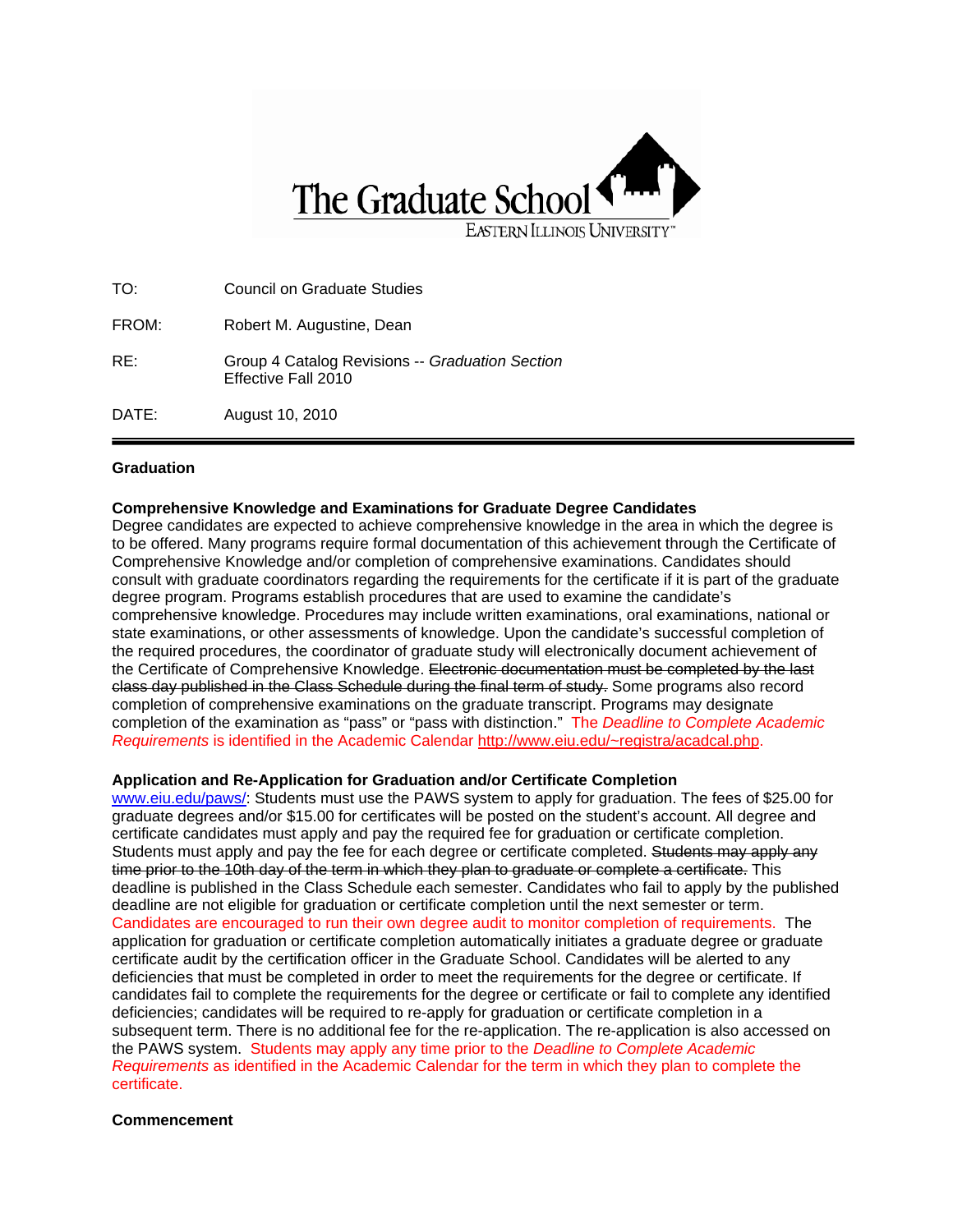The Graduate School
EASTERN ILLINOIS UNIVERSITY

| | |
|---|---|
| TO: | Council on Graduate Studies |
| FROM: | Robert M. Augustine, Dean |
| RE: | Group 4 Catalog Revisions -- *Graduation Section* Effective Fall 2010 |
| DATE: | August 10, 2010 |

**Graduation**

**Comprehensive Knowledge and Examinations for Graduate Degree Candidates**
Degree candidates are expected to achieve comprehensive knowledge in the area in which the degree is to be offered. Many programs require formal documentation of this achievement through the Certificate of Comprehensive Knowledge and/or completion of comprehensive examinations. Candidates should consult with graduate coordinators regarding the requirements for the certificate if it is part of the graduate degree program. Programs establish procedures that are used to examine the candidate's comprehensive knowledge. Procedures may include written examinations, oral examinations, national or state examinations, or other assessments of knowledge. Upon the candidate's successful completion of the required procedures, the coordinator of graduate study will electronically document achievement of the Certificate of Comprehensive Knowledge. ~~Electronic documentation must be completed by the last class day published in the Class Schedule during the final term of study.~~ Some programs also record completion of comprehensive examinations on the graduate transcript. Programs may designate completion of the examination as "pass" or "pass with distinction." The *Deadline to Complete Academic Requirements* is identified in the Academic Calendar http://www.eiu.edu/~registra/acadcal.php.

**Application and Re-Application for Graduation and/or Certificate Completion**
www.eiu.edu/paws/: Students must use the PAWS system to apply for graduation. The fees of $25.00 for graduate degrees and/or $15.00 for certificates will be posted on the student's account. All degree and certificate candidates must apply and pay the required fee for graduation or certificate completion. Students must apply and pay the fee for each degree or certificate completed. ~~Students may apply any time prior to the 10th day of the term in which they plan to graduate or complete a certificate.~~ This deadline is published in the Class Schedule each semester. Candidates who fail to apply by the published deadline are not eligible for graduation or certificate completion until the next semester or term. Candidates are encouraged to run their own degree audit to monitor completion of requirements. The application for graduation or certificate completion automatically initiates a graduate degree or graduate certificate audit by the certification officer in the Graduate School. Candidates will be alerted to any deficiencies that must be completed in order to meet the requirements for the degree or certificate. If candidates fail to complete the requirements for the degree or certificate or fail to complete any identified deficiencies; candidates will be required to re-apply for graduation or certificate completion in a subsequent term. There is no additional fee for the re-application. The re-application is also accessed on the PAWS system. Students may apply any time prior to the *Deadline to Complete Academic Requirements* as identified in the Academic Calendar for the term in which they plan to complete the certificate.

**Commencement**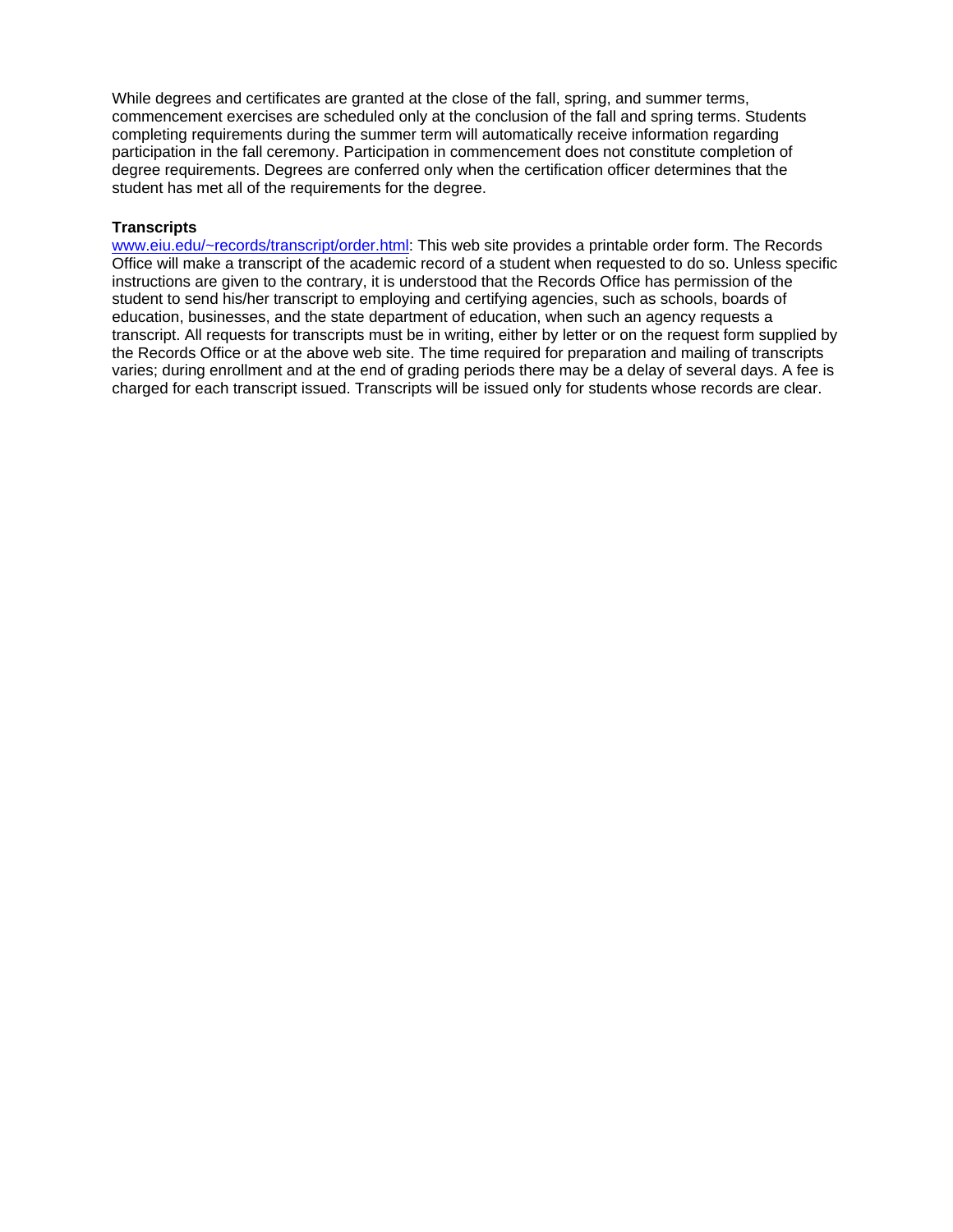While degrees and certificates are granted at the close of the fall, spring, and summer terms, commencement exercises are scheduled only at the conclusion of the fall and spring terms. Students completing requirements during the summer term will automatically receive information regarding participation in the fall ceremony. Participation in commencement does not constitute completion of degree requirements. Degrees are conferred only when the certification officer determines that the student has met all of the requirements for the degree.

**Transcripts**

[www.eiu.edu/~records/transcript/order.html](http://www.eiu.edu/~records/transcript/order.html): This web site provides a printable order form. The Records Office will make a transcript of the academic record of a student when requested to do so. Unless specific instructions are given to the contrary, it is understood that the Records Office has permission of the student to send his/her transcript to employing and certifying agencies, such as schools, boards of education, businesses, and the state department of education, when such an agency requests a transcript. All requests for transcripts must be in writing, either by letter or on the request form supplied by the Records Office or at the above web site. The time required for preparation and mailing of transcripts varies; during enrollment and at the end of grading periods there may be a delay of several days. A fee is charged for each transcript issued. Transcripts will be issued only for students whose records are clear.